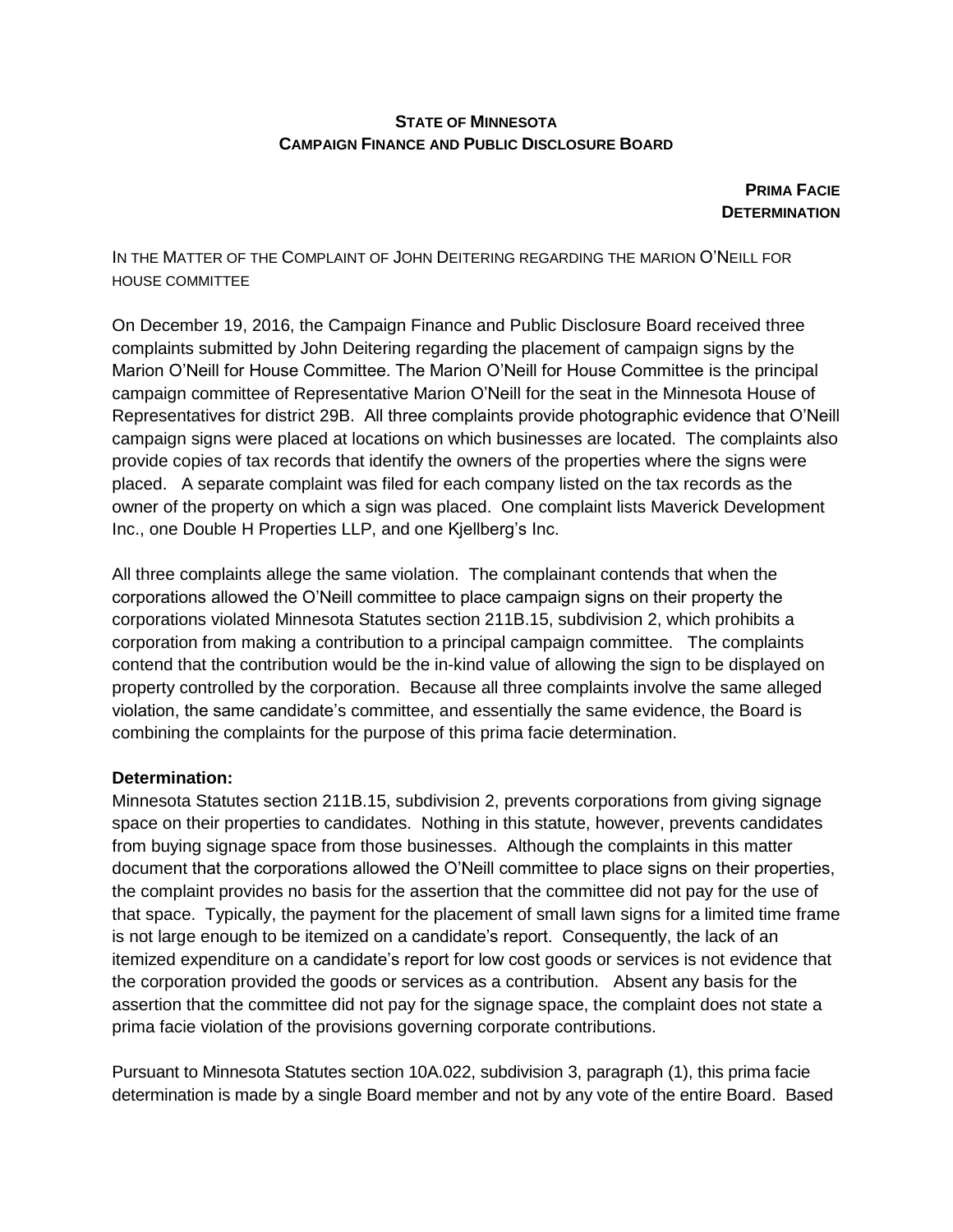**STATE OF MINNESOTA**
**CAMPAIGN FINANCE AND PUBLIC DISCLOSURE BOARD**

**PRIMA FACIE DETERMINATION**

IN THE MATTER OF THE COMPLAINT OF JOHN DEITERING REGARDING THE MARION O'NEILL FOR HOUSE COMMITTEE

On December 19, 2016, the Campaign Finance and Public Disclosure Board received three complaints submitted by John Deitering regarding the placement of campaign signs by the Marion O'Neill for House Committee. The Marion O'Neill for House Committee is the principal campaign committee of Representative Marion O'Neill for the seat in the Minnesota House of Representatives for district 29B. All three complaints provide photographic evidence that O'Neill campaign signs were placed at locations on which businesses are located. The complaints also provide copies of tax records that identify the owners of the properties where the signs were placed. A separate complaint was filed for each company listed on the tax records as the owner of the property on which a sign was placed. One complaint lists Maverick Development Inc., one Double H Properties LLP, and one Kjellberg's Inc.

All three complaints allege the same violation. The complainant contends that when the corporations allowed the O'Neill committee to place campaign signs on their property the corporations violated Minnesota Statutes section 211B.15, subdivision 2, which prohibits a corporation from making a contribution to a principal campaign committee. The complaints contend that the contribution would be the in-kind value of allowing the sign to be displayed on property controlled by the corporation. Because all three complaints involve the same alleged violation, the same candidate's committee, and essentially the same evidence, the Board is combining the complaints for the purpose of this prima facie determination.

**Determination:**

Minnesota Statutes section 211B.15, subdivision 2, prevents corporations from giving signage space on their properties to candidates. Nothing in this statute, however, prevents candidates from buying signage space from those businesses. Although the complaints in this matter document that the corporations allowed the O'Neill committee to place signs on their properties, the complaint provides no basis for the assertion that the committee did not pay for the use of that space. Typically, the payment for the placement of small lawn signs for a limited time frame is not large enough to be itemized on a candidate's report. Consequently, the lack of an itemized expenditure on a candidate's report for low cost goods or services is not evidence that the corporation provided the goods or services as a contribution. Absent any basis for the assertion that the committee did not pay for the signage space, the complaint does not state a prima facie violation of the provisions governing corporate contributions.

Pursuant to Minnesota Statutes section 10A.022, subdivision 3, paragraph (1), this prima facie determination is made by a single Board member and not by any vote of the entire Board. Based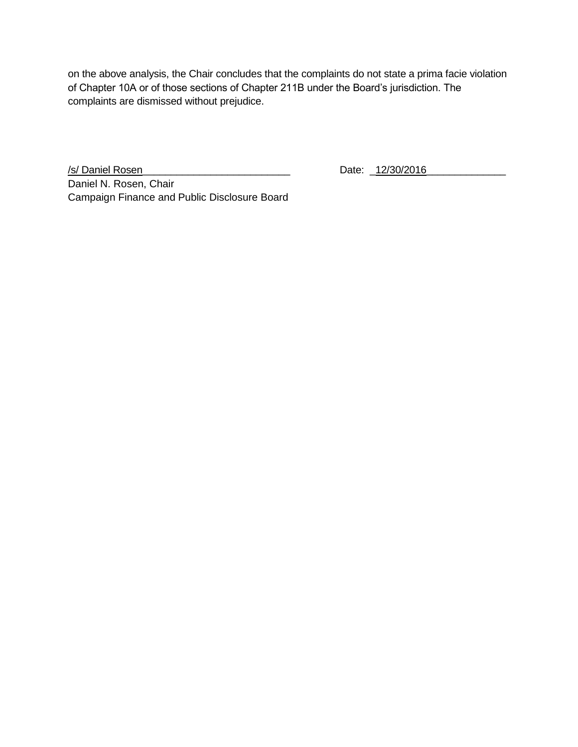on the above analysis, the Chair concludes that the complaints do not state a prima facie violation of Chapter 10A or of those sections of Chapter 211B under the Board's jurisdiction. The complaints are dismissed without prejudice.

/s/ Daniel Rosen
Daniel N. Rosen, Chair
Campaign Finance and Public Disclosure Board

Date: 12/30/2016